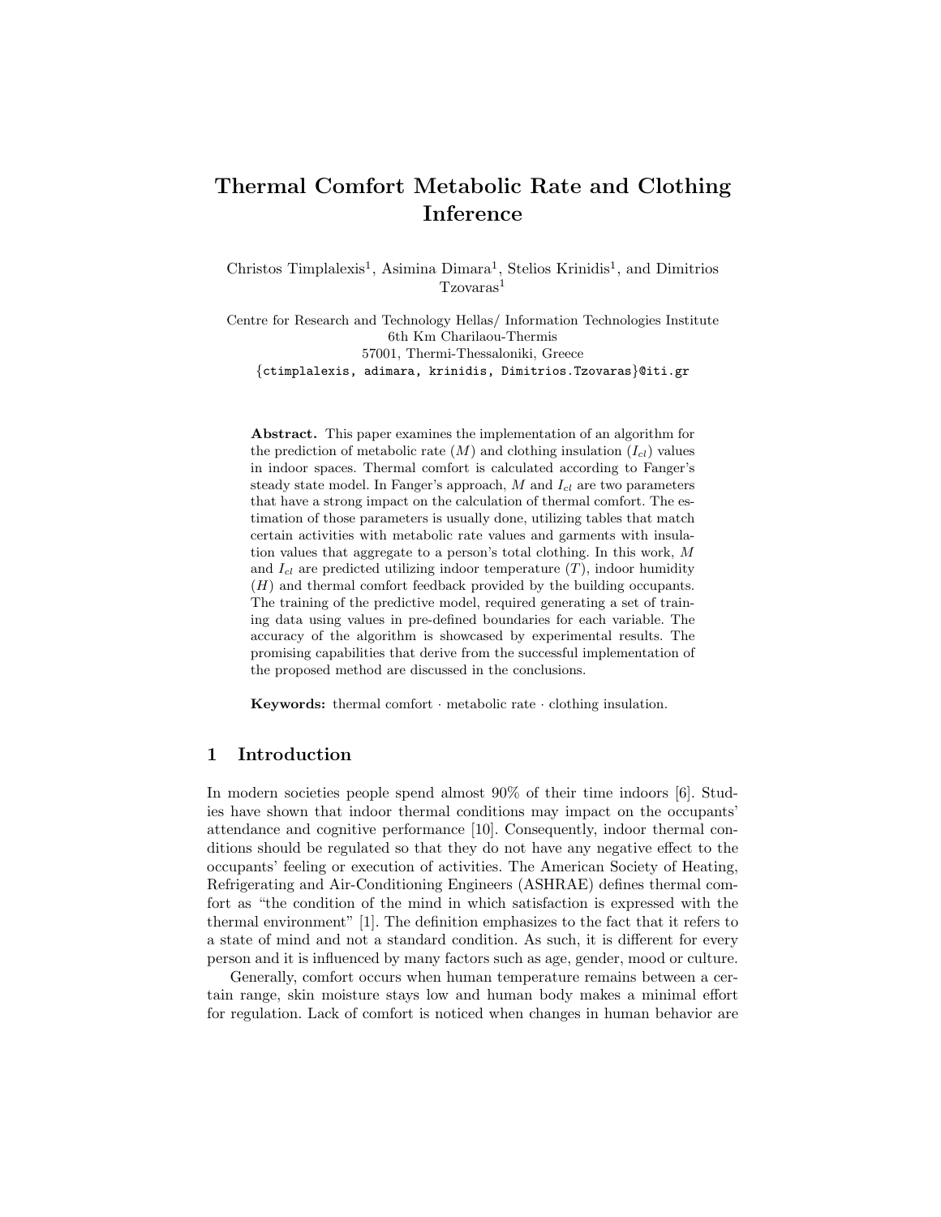# Thermal Comfort Metabolic Rate and Clothing Inference

Christos Timplalexis[1], Asimina Dimara[1], Stelios Krinidis[1], and Dimitrios Tzovaras[1]

Centre for Research and Technology Hellas/ Information Technologies Institute
6th Km Charilaou-Thermis
57001, Thermi-Thessaloniki, Greece
{ctimplalexis, adimara, krinidis, Dimitrios.Tzovaras}@iti.gr

**Abstract.** This paper examines the implementation of an algorithm for the prediction of metabolic rate ($M$) and clothing insulation ($I_{cl}$) values in indoor spaces. Thermal comfort is calculated according to Fanger's steady state model. In Fanger's approach, $M$ and $I_{cl}$ are two parameters that have a strong impact on the calculation of thermal comfort. The estimation of those parameters is usually done, utilizing tables that match certain activities with metabolic rate values and garments with insulation values that aggregate to a person's total clothing. In this work, $M$ and $I_{cl}$ are predicted utilizing indoor temperature ($T$), indoor humidity ($H$) and thermal comfort feedback provided by the building occupants. The training of the predictive model, required generating a set of training data using values in pre-defined boundaries for each variable. The accuracy of the algorithm is showcased by experimental results. The promising capabilities that derive from the successful implementation of the proposed method are discussed in the conclusions.

**Keywords:** thermal comfort · metabolic rate · clothing insulation.

## 1 Introduction

In modern societies people spend almost 90% of their time indoors [6]. Studies have shown that indoor thermal conditions may impact on the occupants' attendance and cognitive performance [10]. Consequently, indoor thermal conditions should be regulated so that they do not have any negative effect to the occupants' feeling or execution of activities. The American Society of Heating, Refrigerating and Air-Conditioning Engineers (ASHRAE) defines thermal comfort as "the condition of the mind in which satisfaction is expressed with the thermal environment" [1]. The definition emphasizes to the fact that it refers to a state of mind and not a standard condition. As such, it is different for every person and it is influenced by many factors such as age, gender, mood or culture.

Generally, comfort occurs when human temperature remains between a certain range, skin moisture stays low and human body makes a minimal effort for regulation. Lack of comfort is noticed when changes in human behavior are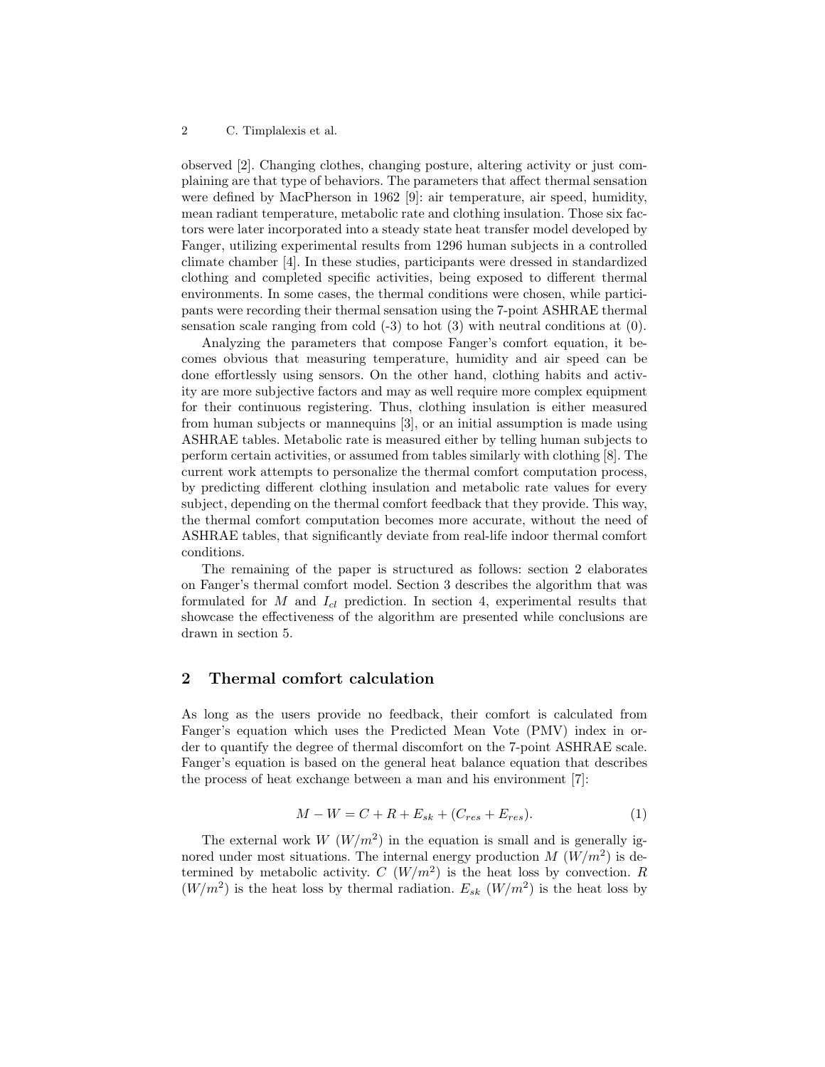observed [2]. Changing clothes, changing posture, altering activity or just complaining are that type of behaviors. The parameters that affect thermal sensation were defined by MacPherson in 1962 [9]: air temperature, air speed, humidity, mean radiant temperature, metabolic rate and clothing insulation. Those six factors were later incorporated into a steady state heat transfer model developed by Fanger, utilizing experimental results from 1296 human subjects in a controlled climate chamber [4]. In these studies, participants were dressed in standardized clothing and completed specific activities, being exposed to different thermal environments. In some cases, the thermal conditions were chosen, while participants were recording their thermal sensation using the 7-point ASHRAE thermal sensation scale ranging from cold (-3) to hot (3) with neutral conditions at (0).

Analyzing the parameters that compose Fanger's comfort equation, it becomes obvious that measuring temperature, humidity and air speed can be done effortlessly using sensors. On the other hand, clothing habits and activity are more subjective factors and may as well require more complex equipment for their continuous registering. Thus, clothing insulation is either measured from human subjects or mannequins [3], or an initial assumption is made using ASHRAE tables. Metabolic rate is measured either by telling human subjects to perform certain activities, or assumed from tables similarly with clothing [8]. The current work attempts to personalize the thermal comfort computation process, by predicting different clothing insulation and metabolic rate values for every subject, depending on the thermal comfort feedback that they provide. This way, the thermal comfort computation becomes more accurate, without the need of ASHRAE tables, that significantly deviate from real-life indoor thermal comfort conditions.

The remaining of the paper is structured as follows: section 2 elaborates on Fanger's thermal comfort model. Section 3 describes the algorithm that was formulated for $M$ and $I_{cl}$ prediction. In section 4, experimental results that showcase the effectiveness of the algorithm are presented while conclusions are drawn in section 5.

## 2 Thermal comfort calculation

As long as the users provide no feedback, their comfort is calculated from Fanger's equation which uses the Predicted Mean Vote (PMV) index in order to quantify the degree of thermal discomfort on the 7-point ASHRAE scale. Fanger's equation is based on the general heat balance equation that describes the process of heat exchange between a man and his environment [7]:

$$M - W = C + R + E_{sk} + (C_{res} + E_{res}). \tag{1}$$

The external work $W$ ($W/m^2$) in the equation is small and is generally ignored under most situations. The internal energy production $M$ ($W/m^2$) is determined by metabolic activity. $C$ ($W/m^2$) is the heat loss by convection. $R$ ($W/m^2$) is the heat loss by thermal radiation. $E_{sk}$ ($W/m^2$) is the heat loss by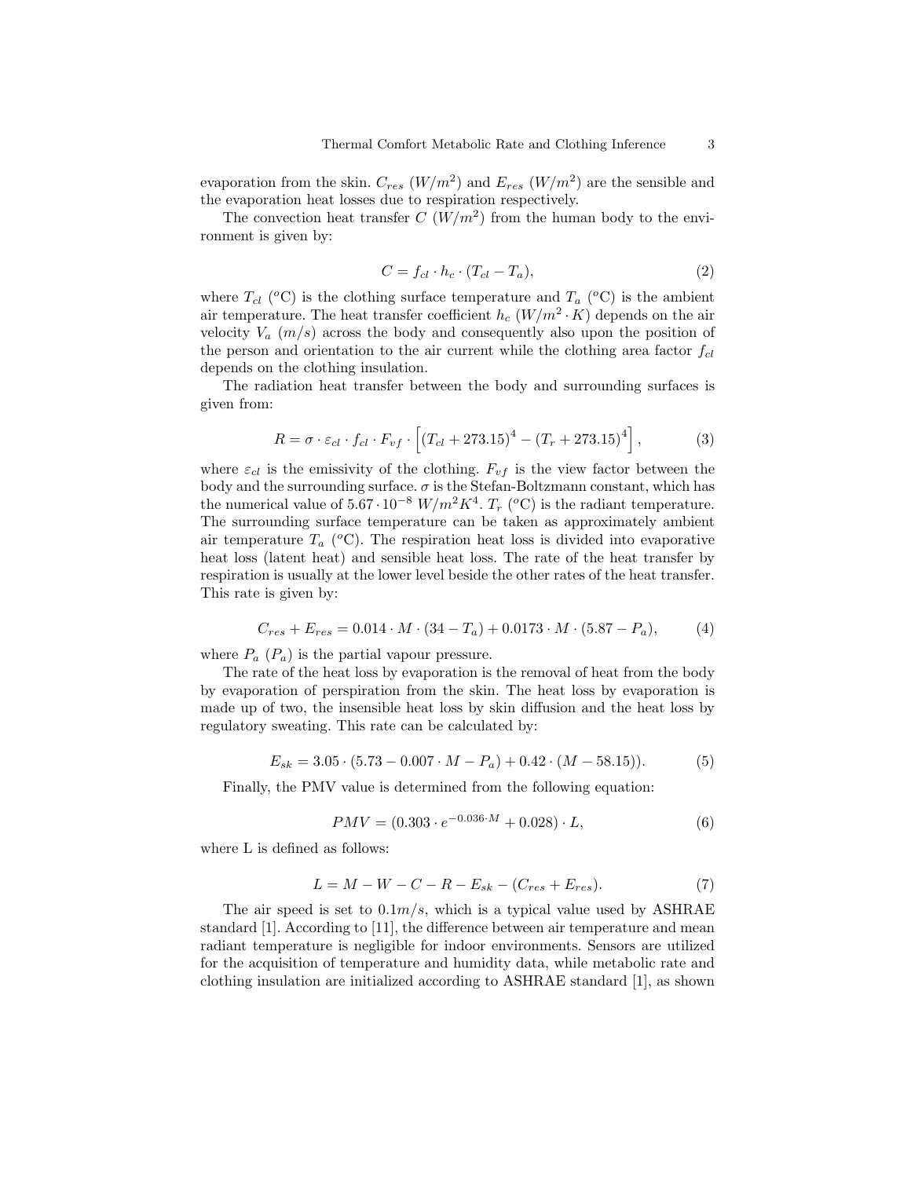evaporation from the skin. $C_{res}$ ($W/m^2$) and $E_{res}$ ($W/m^2$) are the sensible and the evaporation heat losses due to respiration respectively.

The convection heat transfer $C$ ($W/m^2$) from the human body to the environment is given by:

$$C = f_{cl} \cdot h_c \cdot (T_{cl} - T_a), \tag{2}$$

where $T_{cl}$ ($^o$C) is the clothing surface temperature and $T_a$ ($^o$C) is the ambient air temperature. The heat transfer coefficient $h_c$ ($W/m^2 \cdot K$) depends on the air velocity $V_a$ ($m/s$) across the body and consequently also upon the position of the person and orientation to the air current while the clothing area factor $f_{cl}$ depends on the clothing insulation.

The radiation heat transfer between the body and surrounding surfaces is given from:

$$R = \sigma \cdot \varepsilon_{cl} \cdot f_{cl} \cdot F_{vf} \cdot \left[ (T_{cl} + 273.15)^4 - (T_r + 273.15)^4 \right], \tag{3}$$

where $\varepsilon_{cl}$ is the emissivity of the clothing. $F_{vf}$ is the view factor between the body and the surrounding surface. $\sigma$ is the Stefan-Boltzmann constant, which has the numerical value of $5.67 \cdot 10^{-8}$ $W/m^2K^4$. $T_r$ ($^o$C) is the radiant temperature. The surrounding surface temperature can be taken as approximately ambient air temperature $T_a$ ($^o$C). The respiration heat loss is divided into evaporative heat loss (latent heat) and sensible heat loss. The rate of the heat transfer by respiration is usually at the lower level beside the other rates of the heat transfer. This rate is given by:

$$C_{res} + E_{res} = 0.014 \cdot M \cdot (34 - T_a) + 0.0173 \cdot M \cdot (5.87 - P_a), \tag{4}$$

where $P_a$ ($P_a$) is the partial vapour pressure.

The rate of the heat loss by evaporation is the removal of heat from the body by evaporation of perspiration from the skin. The heat loss by evaporation is made up of two, the insensible heat loss by skin diffusion and the heat loss by regulatory sweating. This rate can be calculated by:

$$E_{sk} = 3.05 \cdot (5.73 - 0.007 \cdot M - P_a) + 0.42 \cdot (M - 58.15)). \tag{5}$$

Finally, the PMV value is determined from the following equation:

$$PMV = (0.303 \cdot e^{-0.036 \cdot M} + 0.028) \cdot L, \tag{6}$$

where L is defined as follows:

$$L = M - W - C - R - E_{sk} - (C_{res} + E_{res}). \tag{7}$$

The air speed is set to $0.1 m/s$, which is a typical value used by ASHRAE standard [1]. According to [11], the difference between air temperature and mean radiant temperature is negligible for indoor environments. Sensors are utilized for the acquisition of temperature and humidity data, while metabolic rate and clothing insulation are initialized according to ASHRAE standard [1], as shown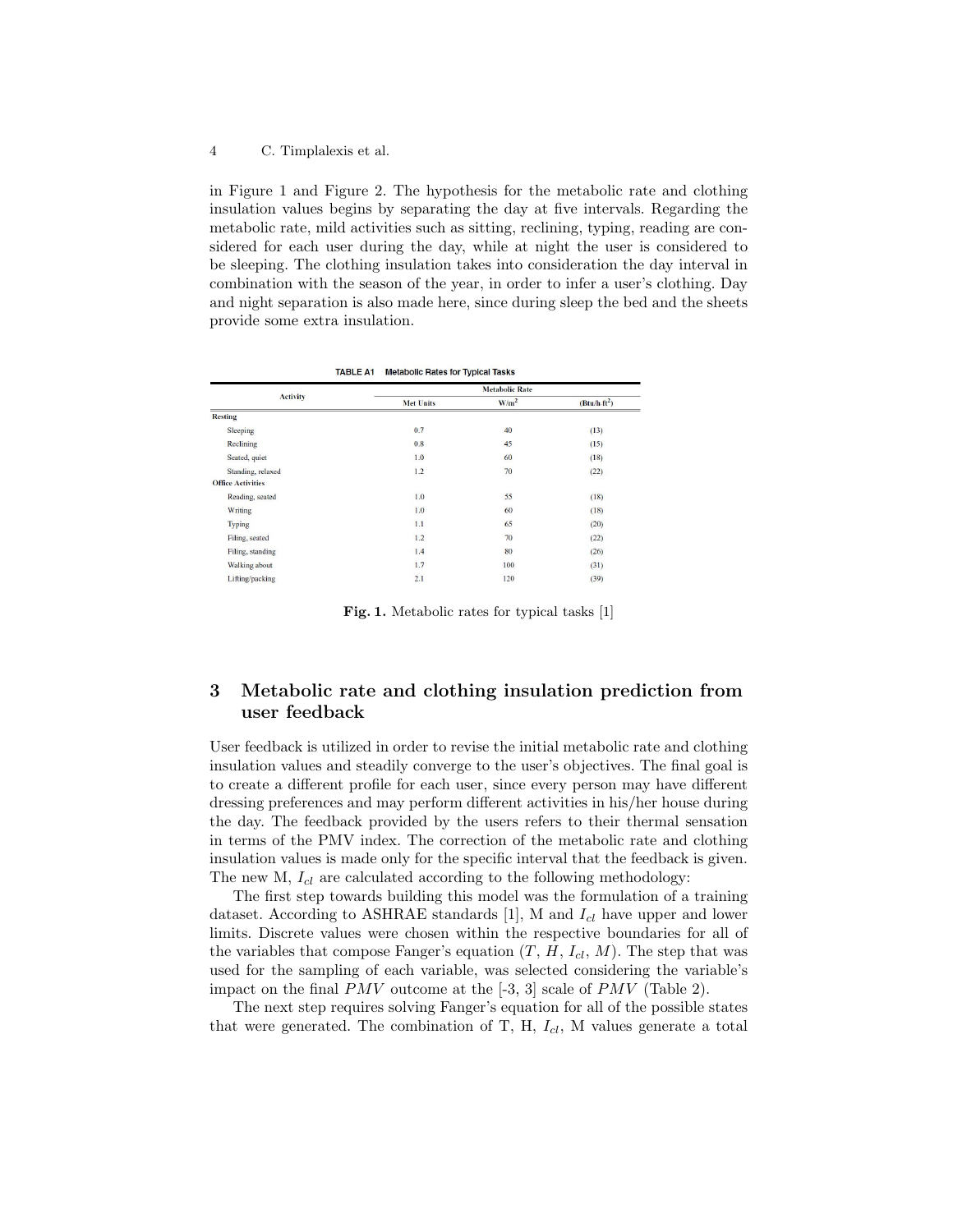in Figure 1 and Figure 2. The hypothesis for the metabolic rate and clothing insulation values begins by separating the day at five intervals. Regarding the metabolic rate, mild activities such as sitting, reclining, typing, reading are considered for each user during the day, while at night the user is considered to be sleeping. The clothing insulation takes into consideration the day interval in combination with the season of the year, in order to infer a user's clothing. Day and night separation is also made here, since during sleep the bed and the sheets provide some extra insulation.

**TABLE A1 Metabolic Rates for Typical Tasks**

| Activity | Metabolic Rate | | |
|---|---|---|---|
| | Met Units | W/m² | (Btu/h·ft²) |
| **Resting** | | | |
| Sleeping | 0.7 | 40 | (13) |
| Reclining | 0.8 | 45 | (15) |
| Seated, quiet | 1.0 | 60 | (18) |
| Standing, relaxed | 1.2 | 70 | (22) |
| **Office Activities** | | | |
| Reading, seated | 1.0 | 55 | (18) |
| Writing | 1.0 | 60 | (18) |
| Typing | 1.1 | 65 | (20) |
| Filing, seated | 1.2 | 70 | (22) |
| Filing, standing | 1.4 | 80 | (26) |
| Walking about | 1.7 | 100 | (31) |
| Lifting/packing | 2.1 | 120 | (39) |

**Fig. 1.** Metabolic rates for typical tasks [1]

## 3 Metabolic rate and clothing insulation prediction from user feedback

User feedback is utilized in order to revise the initial metabolic rate and clothing insulation values and steadily converge to the user's objectives. The final goal is to create a different profile for each user, since every person may have different dressing preferences and may perform different activities in his/her house during the day. The feedback provided by the users refers to their thermal sensation in terms of the PMV index. The correction of the metabolic rate and clothing insulation values is made only for the specific interval that the feedback is given. The new M, $I_{cl}$ are calculated according to the following methodology:

The first step towards building this model was the formulation of a training dataset. According to ASHRAE standards [1], M and $I_{cl}$ have upper and lower limits. Discrete values were chosen within the respective boundaries for all of the variables that compose Fanger's equation ($T$, $H$, $I_{cl}$, $M$). The step that was used for the sampling of each variable, was selected considering the variable's impact on the final $PMV$ outcome at the [-3, 3] scale of $PMV$ (Table 2).

The next step requires solving Fanger's equation for all of the possible states that were generated. The combination of T, H, $I_{cl}$, M values generate a total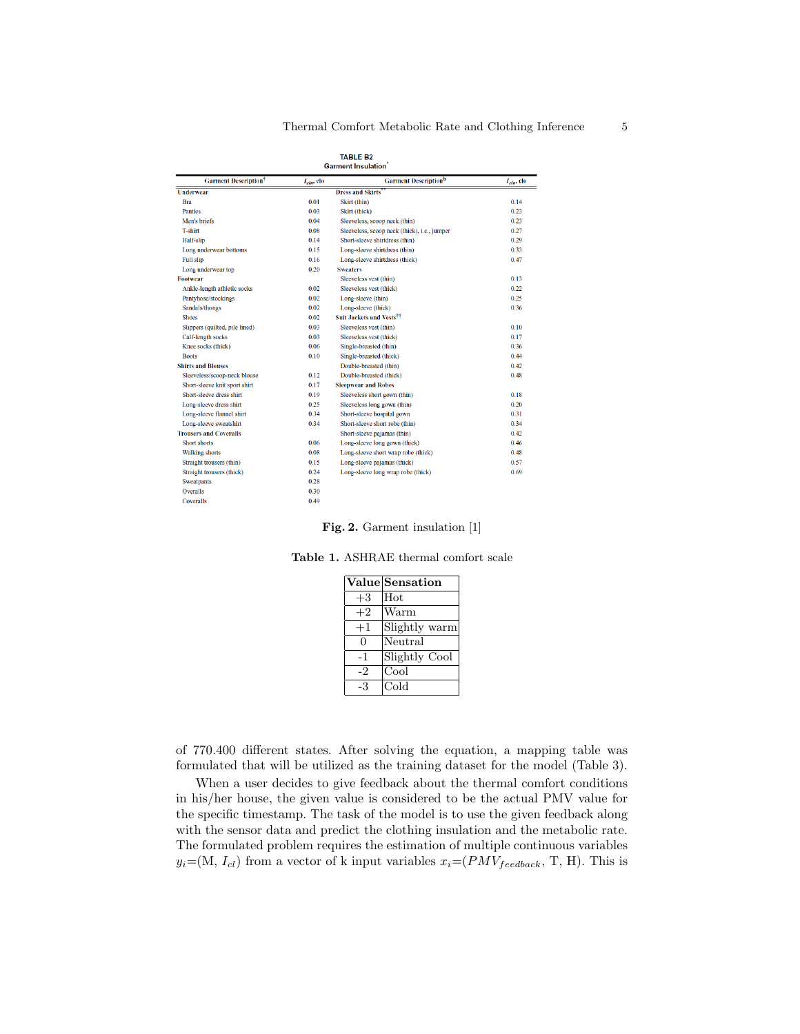TABLE B2
Garment Insulation*

| Garment Description† | $I_{clu}$, clo | Garment Description$^b$ | $I_{clu}$, clo |
|---|---|---|---|
| **Underwear** | | **Dress and Skirts**†† | |
| Bra | 0.01 | Skirt (thin) | 0.14 |
| Panties | 0.03 | Skirt (thick) | 0.23 |
| Men's briefs | 0.04 | Sleeveless, scoop neck (thin) | 0.23 |
| T-shirt | 0.08 | Sleeveless, scoop neck (thick), i.e., jumper | 0.27 |
| Half-slip | 0.14 | Short-sleeve shirtdress (thin) | 0.29 |
| Long underwear bottoms | 0.15 | Long-sleeve shirtdress (thin) | 0.33 |
| Full slip | 0.16 | Long-sleeve shirtdress (thick) | 0.47 |
| Long underwear top | 0.20 | **Sweaters** | |
| **Footwear** | | Sleeveless vest (thin) | 0.13 |
| Ankle-length athletic socks | 0.02 | Sleeveless vest (thick) | 0.22 |
| Pantyhose/stockings | 0.02 | Long-sleeve (thin) | 0.25 |
| Sandals/thongs | 0.02 | Long-sleeve (thick) | 0.36 |
| Shoes | 0.02 | **Suit Jackets and Vests**†† | |
| Slippers (quilted, pile lined) | 0.03 | Sleeveless vest (thin) | 0.10 |
| Calf-length socks | 0.03 | Sleeveless vest (thick) | 0.17 |
| Knee socks (thick) | 0.06 | Single-breasted (thin) | 0.36 |
| Boots | 0.10 | Single-breasted (thick) | 0.44 |
| **Shirts and Blouses** | | Double-breasted (thin) | 0.42 |
| Sleeveless/scoop-neck blouse | 0.12 | Double-breasted (thick) | 0.48 |
| Short-sleeve knit sport shirt | 0.17 | **Sleepwear and Robes** | |
| Short-sleeve dress shirt | 0.19 | Sleeveless short gown (thin) | 0.18 |
| Long-sleeve dress shirt | 0.25 | Sleeveless long gown (thin) | 0.20 |
| Long-sleeve flannel shirt | 0.34 | Short-sleeve hospital gown | 0.31 |
| Long-sleeve sweatshirt | 0.34 | Short-sleeve short robe (thin) | 0.34 |
| **Trousers and Coveralls** | | Short-sleeve pajamas (thin) | 0.42 |
| Short shorts | 0.06 | Long-sleeve long gown (thick) | 0.46 |
| Walking shorts | 0.08 | Long-sleeve short wrap robe (thick) | 0.48 |
| Straight trousers (thin) | 0.15 | Long-sleeve pajamas (thick) | 0.57 |
| Straight trousers (thick) | 0.24 | Long-sleeve long wrap robe (thick) | 0.69 |
| Sweatpants | 0.28 | | |
| Overalls | 0.30 | | |
| Coveralls | 0.49 | | |

**Fig. 2.** Garment insulation [1]

**Table 1.** ASHRAE thermal comfort scale

| Value | Sensation |
|---|---|
| +3 | Hot |
| +2 | Warm |
| +1 | Slightly warm |
| 0 | Neutral |
| -1 | Slightly Cool |
| -2 | Cool |
| -3 | Cold |

of 770.400 different states. After solving the equation, a mapping table was formulated that will be utilized as the training dataset for the model (Table 3).

When a user decides to give feedback about the thermal comfort conditions in his/her house, the given value is considered to be the actual PMV value for the specific timestamp. The task of the model is to use the given feedback along with the sensor data and predict the clothing insulation and the metabolic rate. The formulated problem requires the estimation of multiple continuous variables $y_i$=(M, $I_{cl}$) from a vector of k input variables $x_i$=($PMV_{feedback}$, T, H). This is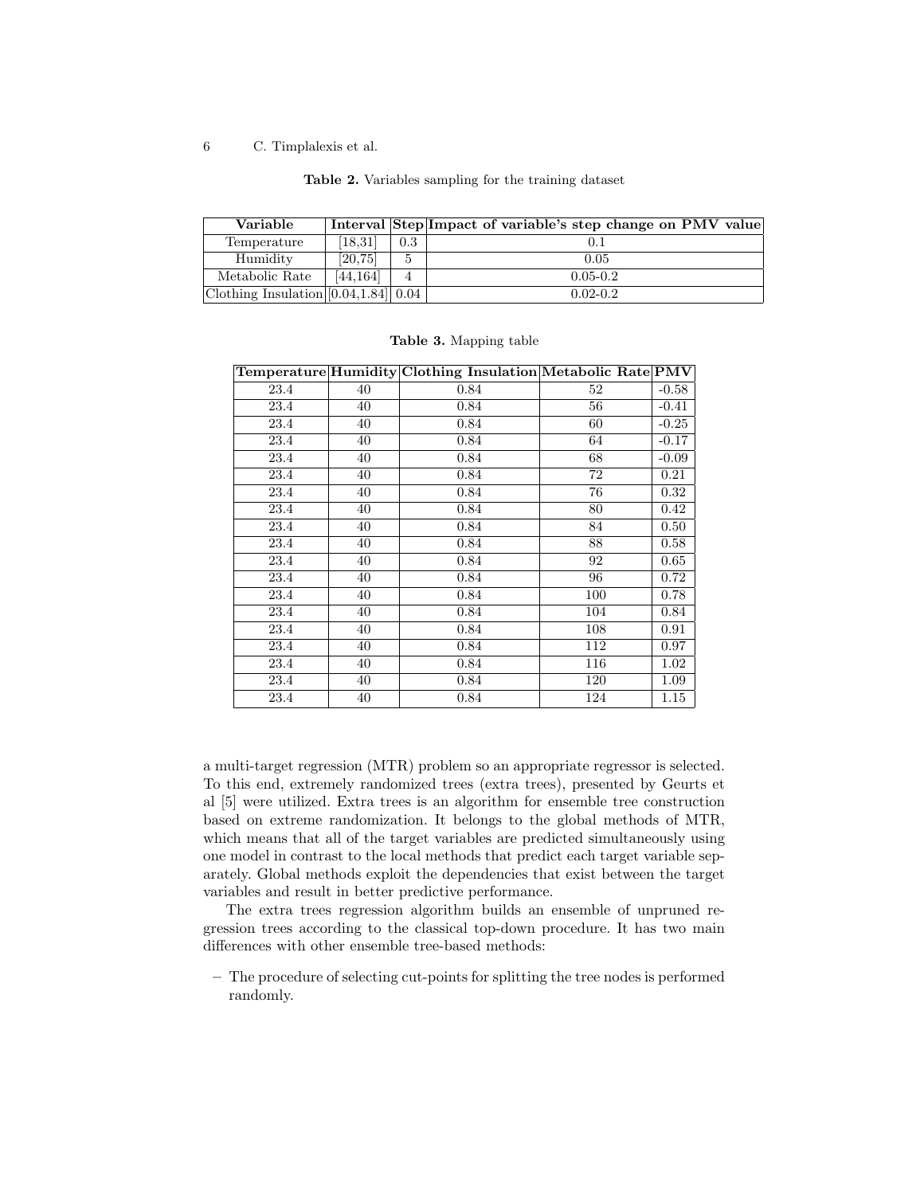**Table 2.** Variables sampling for the training dataset

| Variable | Interval | Step | Impact of variable's step change on PMV value |
|---|---|---|---|
| Temperature | [18,31] | 0.3 | 0.1 |
| Humidity | [20,75] | 5 | 0.05 |
| Metabolic Rate | [44,164] | 4 | 0.05-0.2 |
| Clothing Insulation | [0.04,1.84] | 0.04 | 0.02-0.2 |

**Table 3.** Mapping table

| Temperature | Humidity | Clothing Insulation | Metabolic Rate | PMV |
|---|---|---|---|---|
| 23.4 | 40 | 0.84 | 52 | -0.58 |
| 23.4 | 40 | 0.84 | 56 | -0.41 |
| 23.4 | 40 | 0.84 | 60 | -0.25 |
| 23.4 | 40 | 0.84 | 64 | -0.17 |
| 23.4 | 40 | 0.84 | 68 | -0.09 |
| 23.4 | 40 | 0.84 | 72 | 0.21 |
| 23.4 | 40 | 0.84 | 76 | 0.32 |
| 23.4 | 40 | 0.84 | 80 | 0.42 |
| 23.4 | 40 | 0.84 | 84 | 0.50 |
| 23.4 | 40 | 0.84 | 88 | 0.58 |
| 23.4 | 40 | 0.84 | 92 | 0.65 |
| 23.4 | 40 | 0.84 | 96 | 0.72 |
| 23.4 | 40 | 0.84 | 100 | 0.78 |
| 23.4 | 40 | 0.84 | 104 | 0.84 |
| 23.4 | 40 | 0.84 | 108 | 0.91 |
| 23.4 | 40 | 0.84 | 112 | 0.97 |
| 23.4 | 40 | 0.84 | 116 | 1.02 |
| 23.4 | 40 | 0.84 | 120 | 1.09 |
| 23.4 | 40 | 0.84 | 124 | 1.15 |

a multi-target regression (MTR) problem so an appropriate regressor is selected. To this end, extremely randomized trees (extra trees), presented by Geurts et al [5] were utilized. Extra trees is an algorithm for ensemble tree construction based on extreme randomization. It belongs to the global methods of MTR, which means that all of the target variables are predicted simultaneously using one model in contrast to the local methods that predict each target variable separately. Global methods exploit the dependencies that exist between the target variables and result in better predictive performance.

The extra trees regression algorithm builds an ensemble of unpruned regression trees according to the classical top-down procedure. It has two main differences with other ensemble tree-based methods:

- The procedure of selecting cut-points for splitting the tree nodes is performed randomly.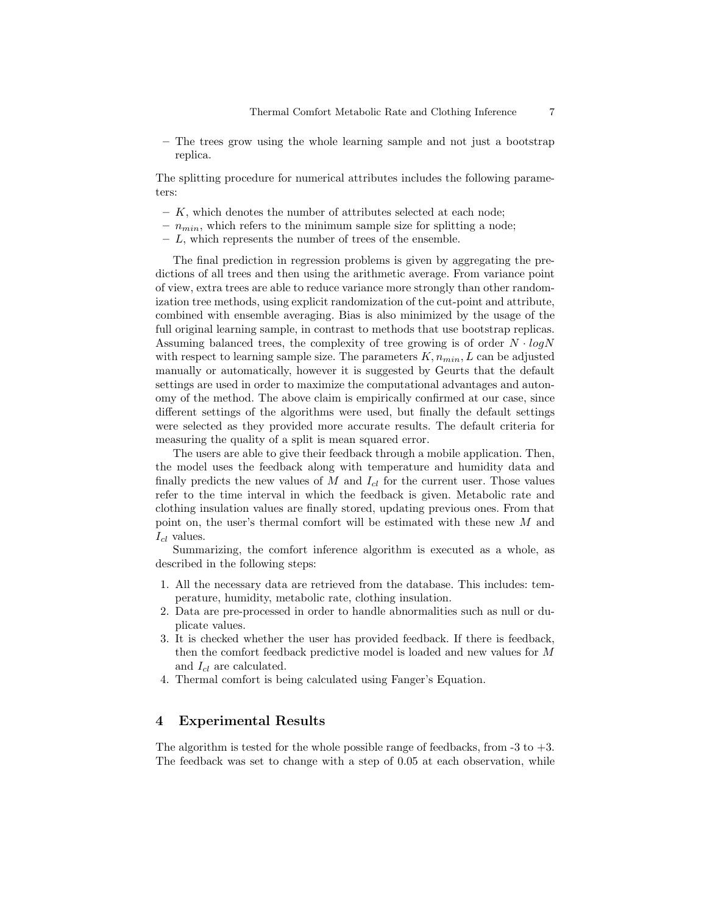- The trees grow using the whole learning sample and not just a bootstrap replica.

The splitting procedure for numerical attributes includes the following parameters:

- $K$, which denotes the number of attributes selected at each node;
- $n_{min}$, which refers to the minimum sample size for splitting a node;
- $L$, which represents the number of trees of the ensemble.

The final prediction in regression problems is given by aggregating the predictions of all trees and then using the arithmetic average. From variance point of view, extra trees are able to reduce variance more strongly than other randomization tree methods, using explicit randomization of the cut-point and attribute, combined with ensemble averaging. Bias is also minimized by the usage of the full original learning sample, in contrast to methods that use bootstrap replicas. Assuming balanced trees, the complexity of tree growing is of order $N \cdot logN$ with respect to learning sample size. The parameters $K, n_{min}, L$ can be adjusted manually or automatically, however it is suggested by Geurts that the default settings are used in order to maximize the computational advantages and autonomy of the method. The above claim is empirically confirmed at our case, since different settings of the algorithms were used, but finally the default settings were selected as they provided more accurate results. The default criteria for measuring the quality of a split is mean squared error.

The users are able to give their feedback through a mobile application. Then, the model uses the feedback along with temperature and humidity data and finally predicts the new values of $M$ and $I_{cl}$ for the current user. Those values refer to the time interval in which the feedback is given. Metabolic rate and clothing insulation values are finally stored, updating previous ones. From that point on, the user's thermal comfort will be estimated with these new $M$ and $I_{cl}$ values.

Summarizing, the comfort inference algorithm is executed as a whole, as described in the following steps:

1. All the necessary data are retrieved from the database. This includes: temperature, humidity, metabolic rate, clothing insulation.
2. Data are pre-processed in order to handle abnormalities such as null or duplicate values.
3. It is checked whether the user has provided feedback. If there is feedback, then the comfort feedback predictive model is loaded and new values for $M$ and $I_{cl}$ are calculated.
4. Thermal comfort is being calculated using Fanger's Equation.

## 4 Experimental Results

The algorithm is tested for the whole possible range of feedbacks, from -3 to +3. The feedback was set to change with a step of 0.05 at each observation, while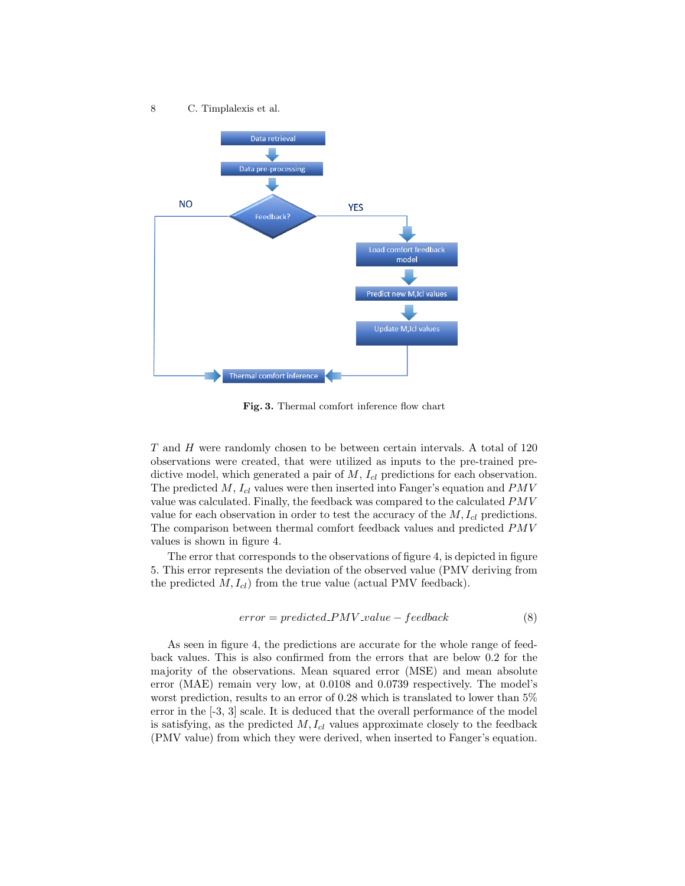Fig. 3. Thermal comfort inference flow chart

$T$ and $H$ were randomly chosen to be between certain intervals. A total of 120 observations were created, that were utilized as inputs to the pre-trained predictive model, which generated a pair of $M$, $I_{cl}$ predictions for each observation. The predicted $M$, $I_{cl}$ values were then inserted into Fanger's equation and $PMV$ value was calculated. Finally, the feedback was compared to the calculated $PMV$ value for each observation in order to test the accuracy of the $M, I_{cl}$ predictions. The comparison between thermal comfort feedback values and predicted $PMV$ values is shown in figure 4.

The error that corresponds to the observations of figure 4, is depicted in figure 5. This error represents the deviation of the observed value (PMV deriving from the predicted $M, I_{cl}$) from the true value (actual PMV feedback).

$$error = predicted\_PMV\_value - feedback \tag{8}$$

As seen in figure 4, the predictions are accurate for the whole range of feedback values. This is also confirmed from the errors that are below 0.2 for the majority of the observations. Mean squared error (MSE) and mean absolute error (MAE) remain very low, at 0.0108 and 0.0739 respectively. The model's worst prediction, results to an error of 0.28 which is translated to lower than 5% error in the [-3, 3] scale. It is deduced that the overall performance of the model is satisfying, as the predicted $M, I_{cl}$ values approximate closely to the feedback (PMV value) from which they were derived, when inserted to Fanger's equation.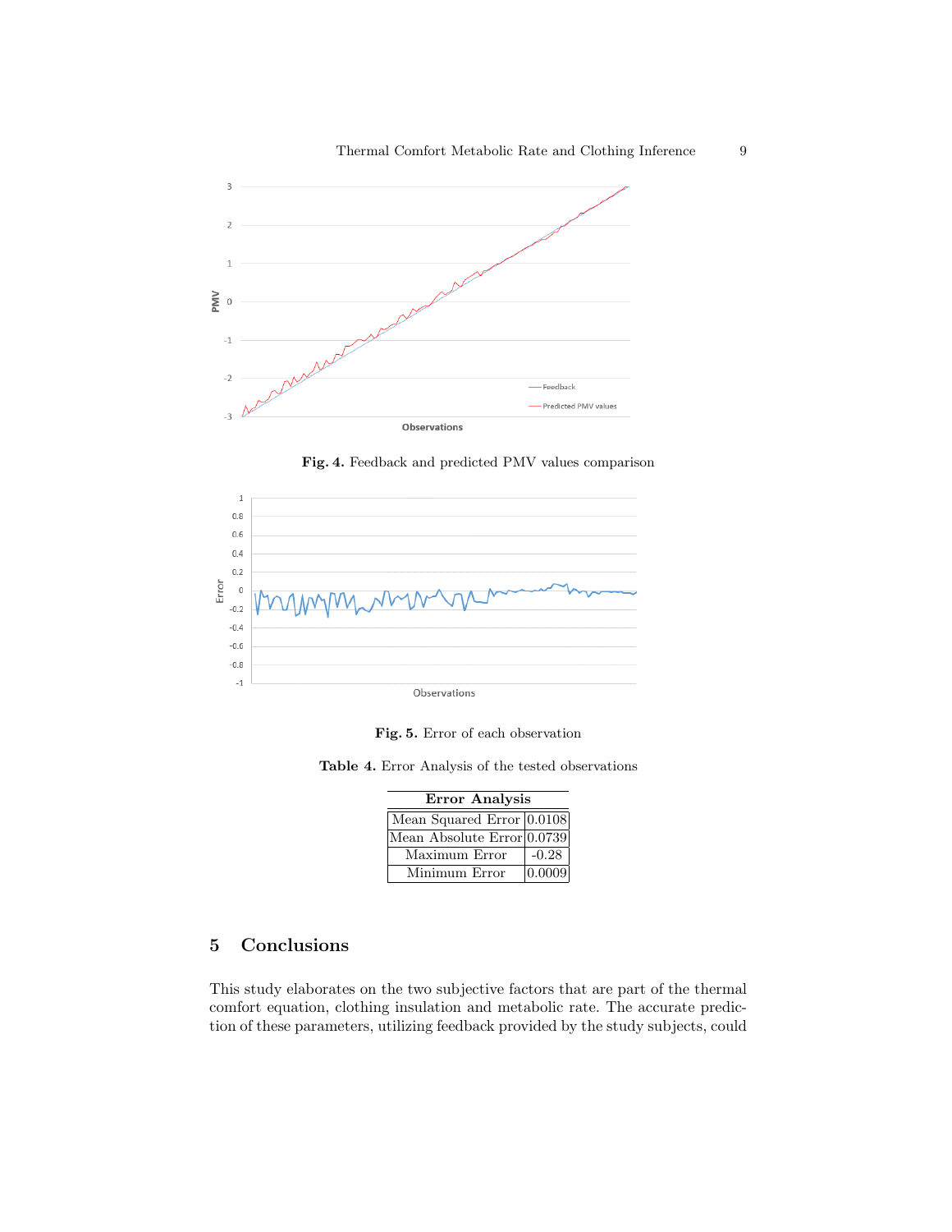Fig. 4. Feedback and predicted PMV values comparison

Fig. 5. Error of each observation

Table 4. Error Analysis of the tested observations

| Error Analysis | |
|---|---|
| Mean Squared Error | 0.0108 |
| Mean Absolute Error | 0.0739 |
| Maximum Error | -0.28 |
| Minimum Error | 0.0009 |

## 5 Conclusions

This study elaborates on the two subjective factors that are part of the thermal comfort equation, clothing insulation and metabolic rate. The accurate prediction of these parameters, utilizing feedback provided by the study subjects, could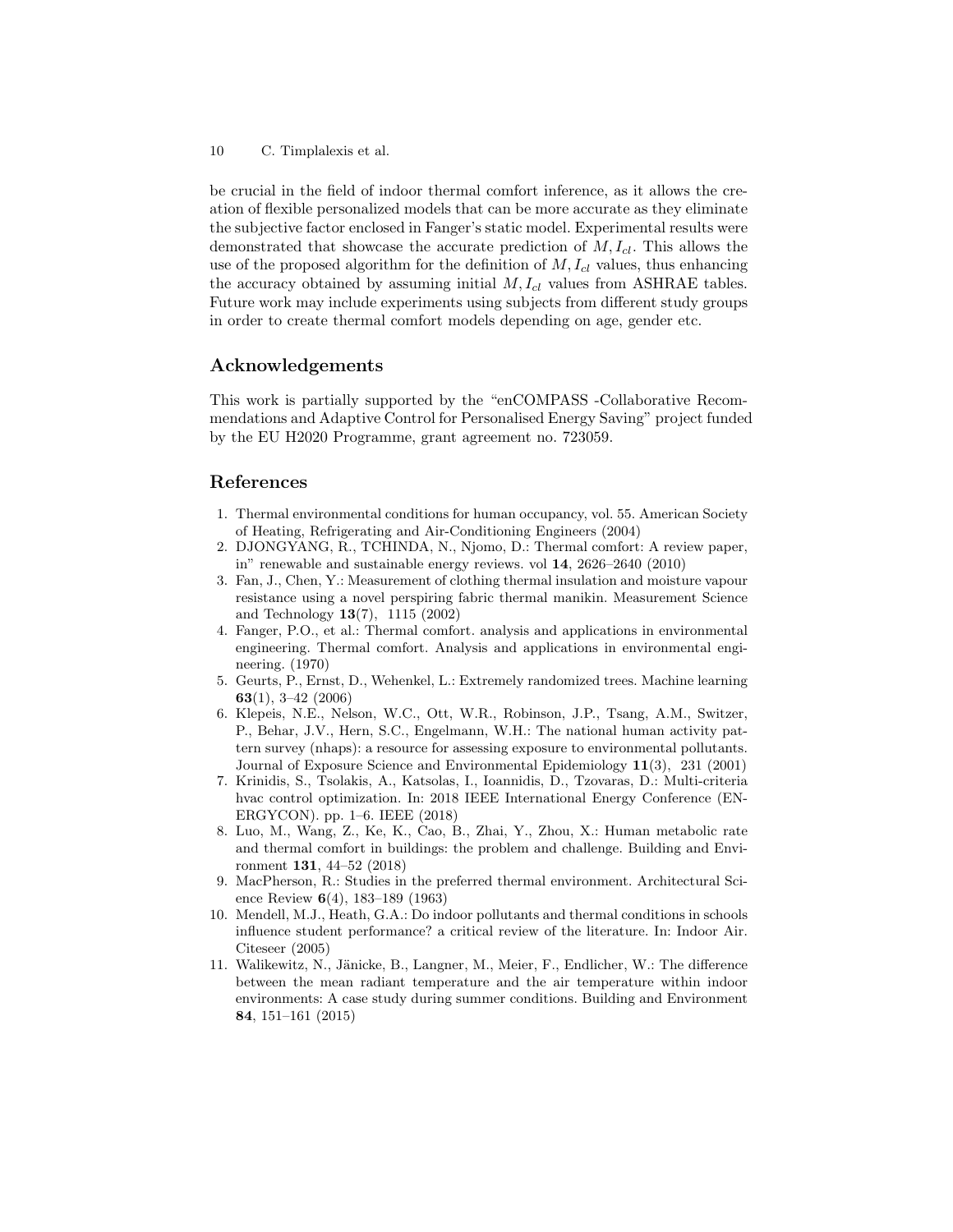be crucial in the field of indoor thermal comfort inference, as it allows the creation of flexible personalized models that can be more accurate as they eliminate the subjective factor enclosed in Fanger's static model. Experimental results were demonstrated that showcase the accurate prediction of $M, I_{cl}$. This allows the use of the proposed algorithm for the definition of $M, I_{cl}$ values, thus enhancing the accuracy obtained by assuming initial $M, I_{cl}$ values from ASHRAE tables. Future work may include experiments using subjects from different study groups in order to create thermal comfort models depending on age, gender etc.

## Acknowledgements

This work is partially supported by the "enCOMPASS -Collaborative Recommendations and Adaptive Control for Personalised Energy Saving" project funded by the EU H2020 Programme, grant agreement no. 723059.

## References

1. Thermal environmental conditions for human occupancy, vol. 55. American Society of Heating, Refrigerating and Air-Conditioning Engineers (2004)
2. DJONGYANG, R., TCHINDA, N., Njomo, D.: Thermal comfort: A review paper, in" renewable and sustainable energy reviews. vol **14**, 2626–2640 (2010)
3. Fan, J., Chen, Y.: Measurement of clothing thermal insulation and moisture vapour resistance using a novel perspiring fabric thermal manikin. Measurement Science and Technology **13**(7), 1115 (2002)
4. Fanger, P.O., et al.: Thermal comfort. analysis and applications in environmental engineering. Thermal comfort. Analysis and applications in environmental engineering. (1970)
5. Geurts, P., Ernst, D., Wehenkel, L.: Extremely randomized trees. Machine learning **63**(1), 3–42 (2006)
6. Klepeis, N.E., Nelson, W.C., Ott, W.R., Robinson, J.P., Tsang, A.M., Switzer, P., Behar, J.V., Hern, S.C., Engelmann, W.H.: The national human activity pattern survey (nhaps): a resource for assessing exposure to environmental pollutants. Journal of Exposure Science and Environmental Epidemiology **11**(3), 231 (2001)
7. Krinidis, S., Tsolakis, A., Katsolas, I., Ioannidis, D., Tzovaras, D.: Multi-criteria hvac control optimization. In: 2018 IEEE International Energy Conference (ENERGYCON). pp. 1–6. IEEE (2018)
8. Luo, M., Wang, Z., Ke, K., Cao, B., Zhai, Y., Zhou, X.: Human metabolic rate and thermal comfort in buildings: the problem and challenge. Building and Environment **131**, 44–52 (2018)
9. MacPherson, R.: Studies in the preferred thermal environment. Architectural Science Review **6**(4), 183–189 (1963)
10. Mendell, M.J., Heath, G.A.: Do indoor pollutants and thermal conditions in schools influence student performance? a critical review of the literature. In: Indoor Air. Citeseer (2005)
11. Walikewitz, N., Jänicke, B., Langner, M., Meier, F., Endlicher, W.: The difference between the mean radiant temperature and the air temperature within indoor environments: A case study during summer conditions. Building and Environment **84**, 151–161 (2015)